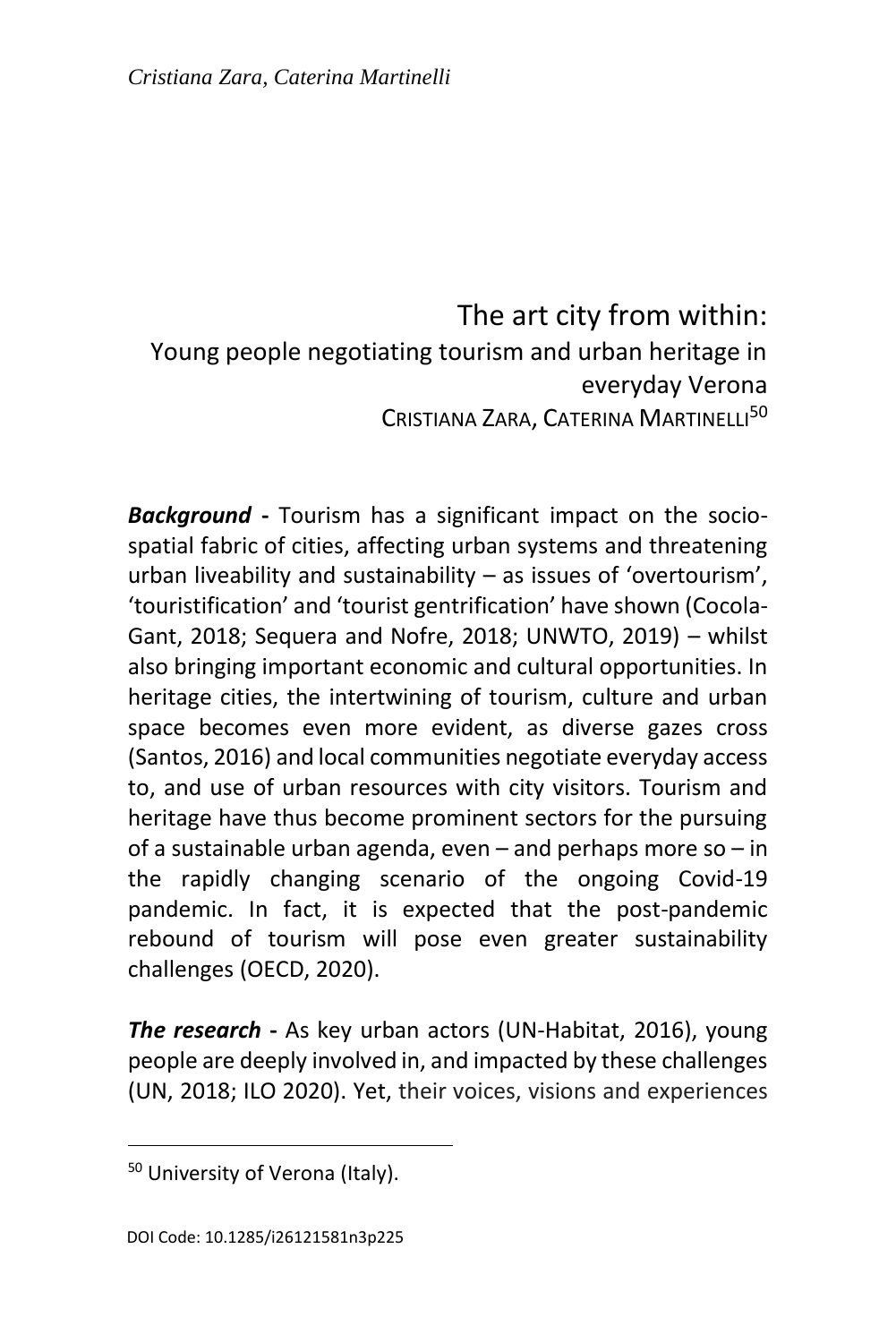# The art city from within:
## Young people negotiating tourism and urban heritage in everyday Verona

CRISTIANA ZARA, CATERINA MARTINELLI[50]

***Background*** **-** Tourism has a significant impact on the socio-spatial fabric of cities, affecting urban systems and threatening urban liveability and sustainability – as issues of 'overtourism', 'touristification' and 'tourist gentrification' have shown (Cocola-Gant, 2018; Sequera and Nofre, 2018; UNWTO, 2019) – whilst also bringing important economic and cultural opportunities. In heritage cities, the intertwining of tourism, culture and urban space becomes even more evident, as diverse gazes cross (Santos, 2016) and local communities negotiate everyday access to, and use of urban resources with city visitors. Tourism and heritage have thus become prominent sectors for the pursuing of a sustainable urban agenda, even – and perhaps more so – in the rapidly changing scenario of the ongoing Covid-19 pandemic. In fact, it is expected that the post-pandemic rebound of tourism will pose even greater sustainability challenges (OECD, 2020).

***The research*** **-** As key urban actors (UN-Habitat, 2016), young people are deeply involved in, and impacted by these challenges (UN, 2018; ILO 2020). Yet, their voices, visions and experiences

[50] University of Verona (Italy).

DOI Code: 10.1285/i26121581n3p225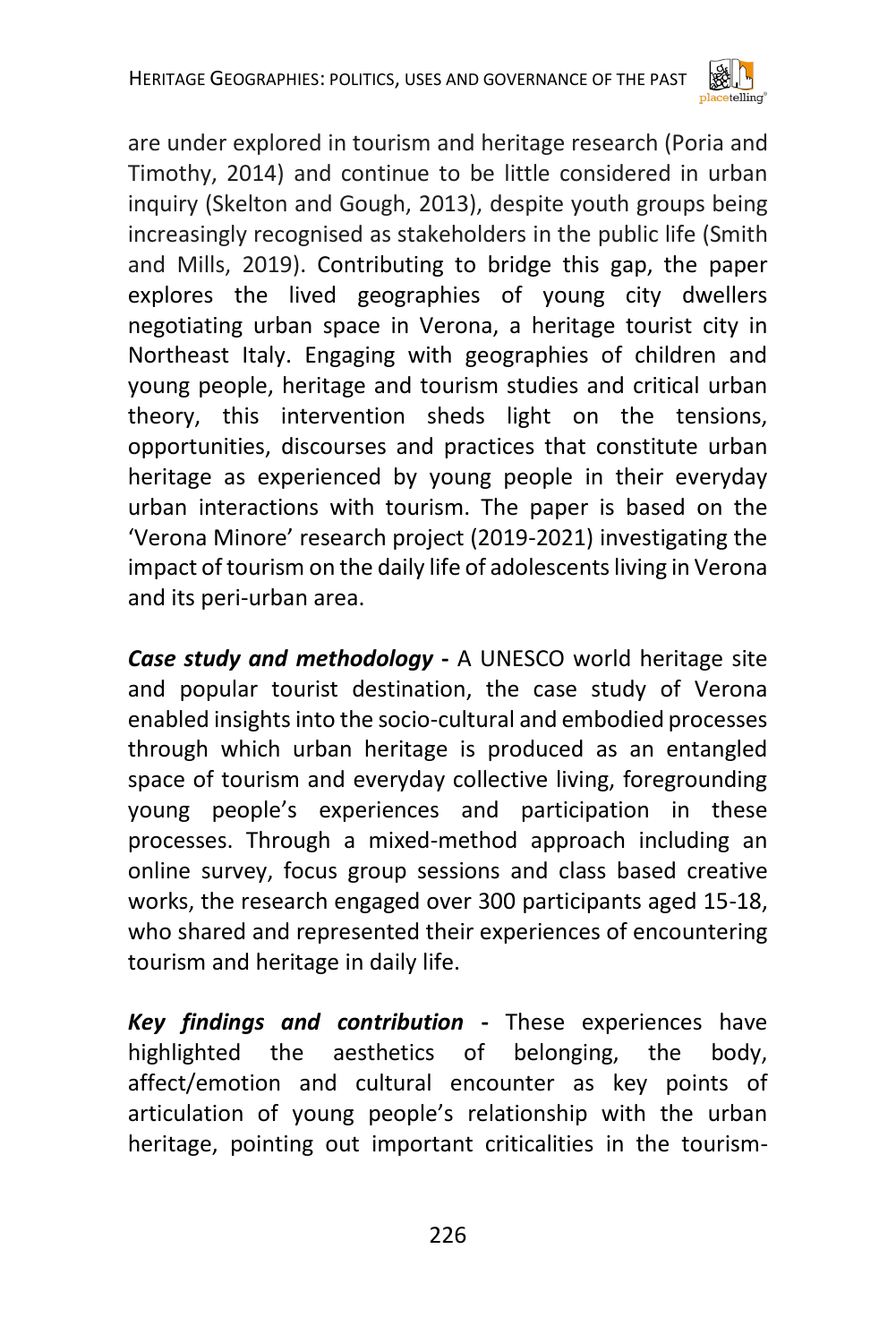are under explored in tourism and heritage research (Poria and Timothy, 2014) and continue to be little considered in urban inquiry (Skelton and Gough, 2013), despite youth groups being increasingly recognised as stakeholders in the public life (Smith and Mills, 2019). Contributing to bridge this gap, the paper explores the lived geographies of young city dwellers negotiating urban space in Verona, a heritage tourist city in Northeast Italy. Engaging with geographies of children and young people, heritage and tourism studies and critical urban theory, this intervention sheds light on the tensions, opportunities, discourses and practices that constitute urban heritage as experienced by young people in their everyday urban interactions with tourism. The paper is based on the 'Verona Minore' research project (2019-2021) investigating the impact of tourism on the daily life of adolescents living in Verona and its peri-urban area.

***Case study and methodology*** **-** A UNESCO world heritage site and popular tourist destination, the case study of Verona enabled insights into the socio-cultural and embodied processes through which urban heritage is produced as an entangled space of tourism and everyday collective living, foregrounding young people's experiences and participation in these processes. Through a mixed-method approach including an online survey, focus group sessions and class based creative works, the research engaged over 300 participants aged 15-18, who shared and represented their experiences of encountering tourism and heritage in daily life.

***Key findings and contribution*** **-** These experiences have highlighted the aesthetics of belonging, the body, affect/emotion and cultural encounter as key points of articulation of young people's relationship with the urban heritage, pointing out important criticalities in the tourism-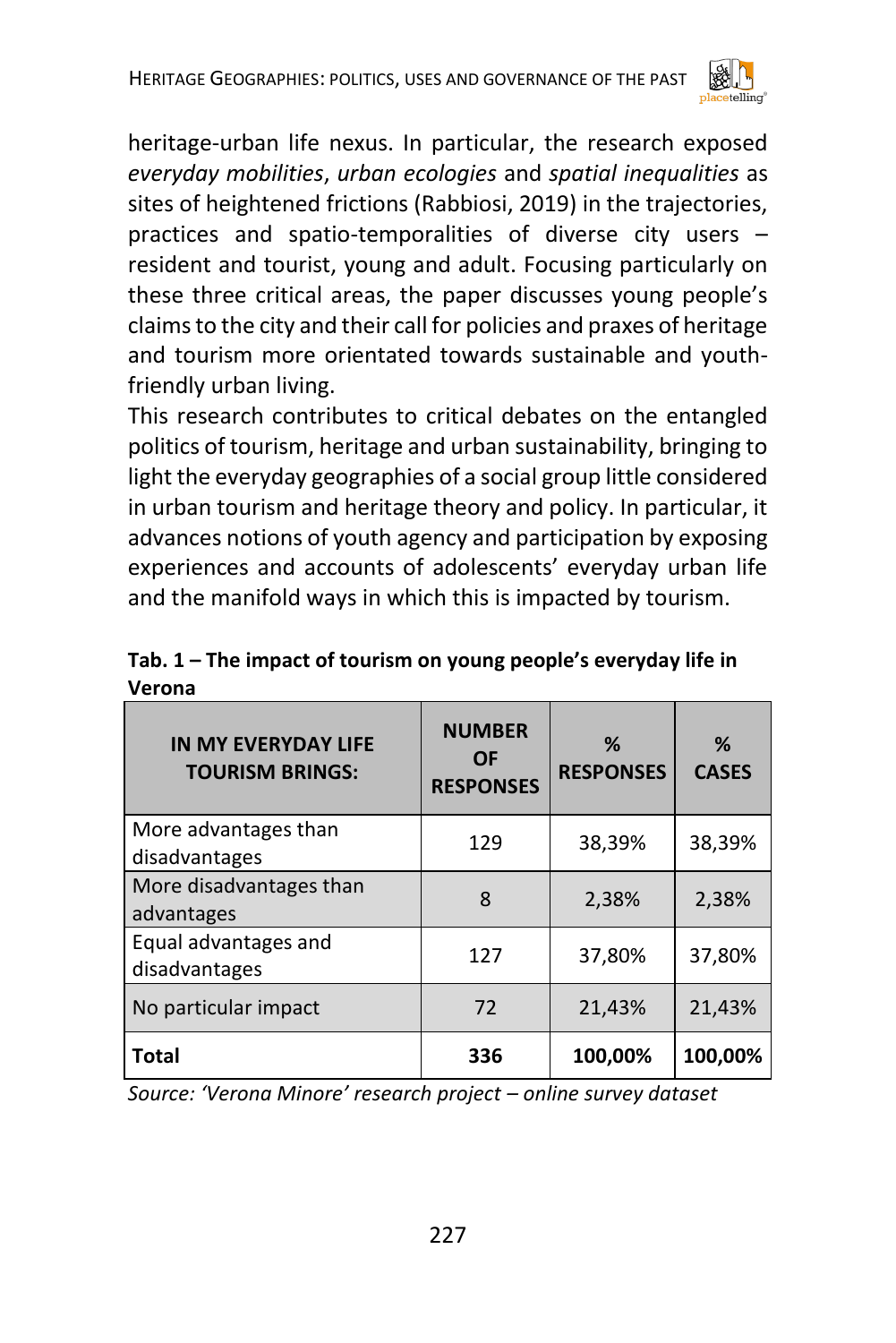heritage-urban life nexus. In particular, the research exposed *everyday mobilities*, *urban ecologies* and *spatial inequalities* as sites of heightened frictions (Rabbiosi, 2019) in the trajectories, practices and spatio-temporalities of diverse city users – resident and tourist, young and adult. Focusing particularly on these three critical areas, the paper discusses young people's claims to the city and their call for policies and praxes of heritage and tourism more orientated towards sustainable and youth-friendly urban living.

This research contributes to critical debates on the entangled politics of tourism, heritage and urban sustainability, bringing to light the everyday geographies of a social group little considered in urban tourism and heritage theory and policy. In particular, it advances notions of youth agency and participation by exposing experiences and accounts of adolescents' everyday urban life and the manifold ways in which this is impacted by tourism.

**Tab. 1 – The impact of tourism on young people's everyday life in Verona**

| IN MY EVERYDAY LIFE TOURISM BRINGS: | NUMBER OF RESPONSES | % RESPONSES | % CASES |
|---|---|---|---|
| More advantages than disadvantages | 129 | 38,39% | 38,39% |
| More disadvantages than advantages | 8 | 2,38% | 2,38% |
| Equal advantages and disadvantages | 127 | 37,80% | 37,80% |
| No particular impact | 72 | 21,43% | 21,43% |
| **Total** | **336** | **100,00%** | **100,00%** |

*Source: 'Verona Minore' research project – online survey dataset*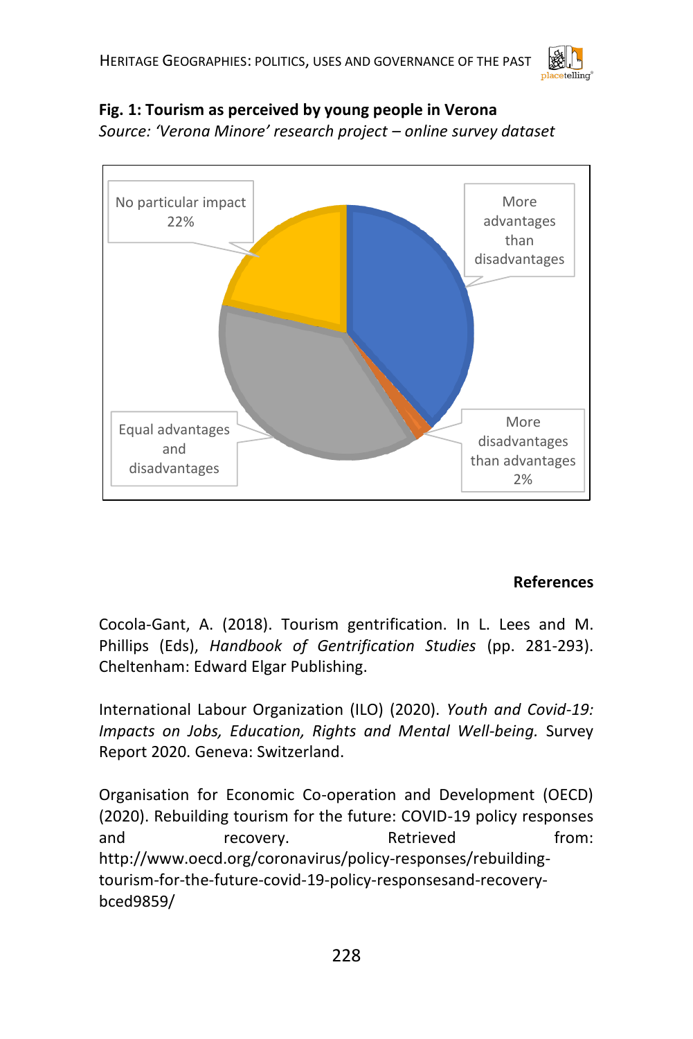**Fig. 1: Tourism as perceived by young people in Verona**

*Source: 'Verona Minore' research project – online survey dataset*

No particular impact 22%

More advantages than disadvantages

Equal advantages and disadvantages

More disadvantages than advantages 2%

**References**

Cocola-Gant, A. (2018). Tourism gentrification. In L. Lees and M. Phillips (Eds), *Handbook of Gentrification Studies* (pp. 281-293). Cheltenham: Edward Elgar Publishing.

International Labour Organization (ILO) (2020). *Youth and Covid-19: Impacts on Jobs, Education, Rights and Mental Well-being.* Survey Report 2020. Geneva: Switzerland.

Organisation for Economic Co-operation and Development (OECD) (2020). Rebuilding tourism for the future: COVID-19 policy responses and recovery. Retrieved from: http://www.oecd.org/coronavirus/policy-responses/rebuilding-tourism-for-the-future-covid-19-policy-responsesand-recovery-bced9859/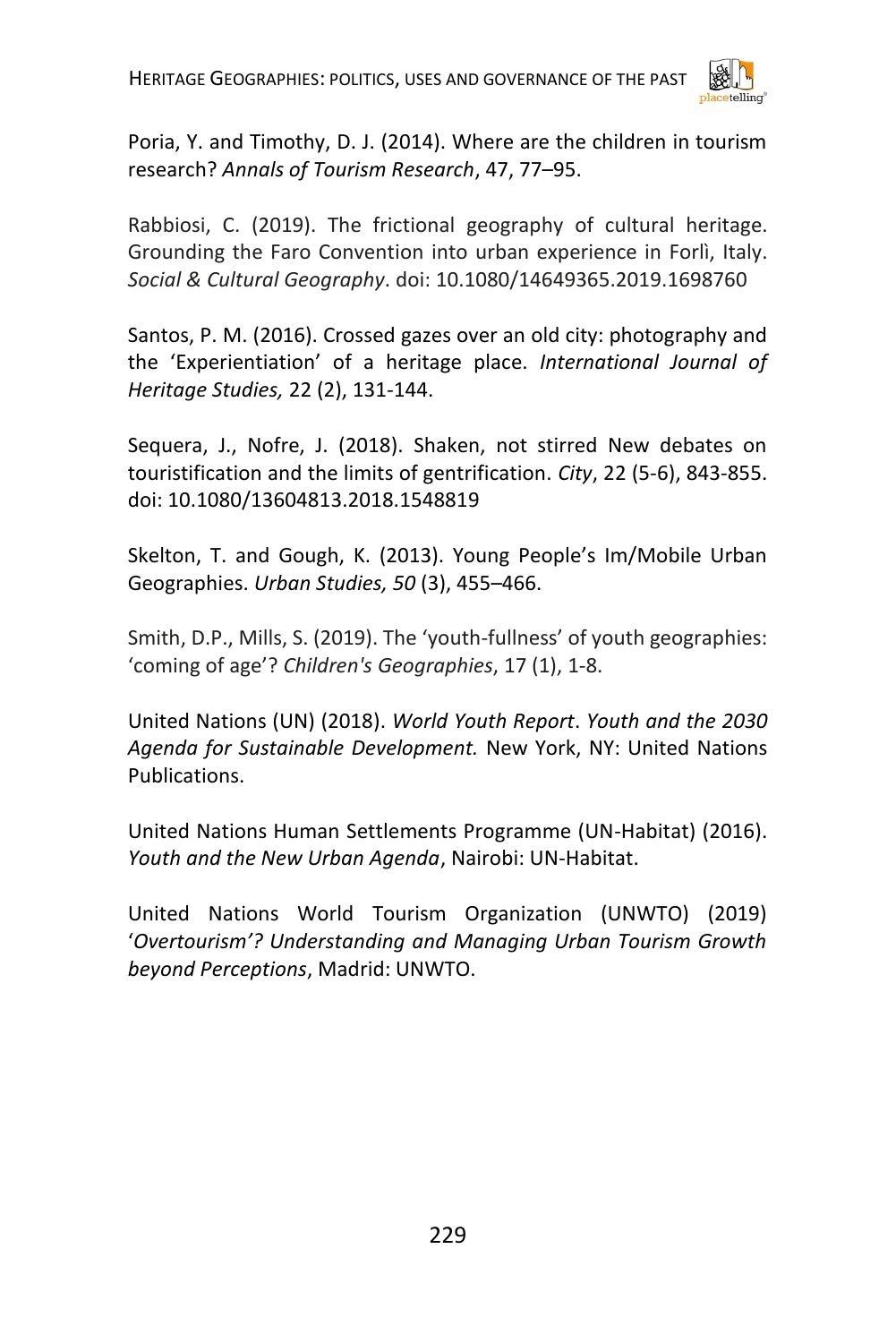Poria, Y. and Timothy, D. J. (2014). Where are the children in tourism research? *Annals of Tourism Research*, 47, 77–95.

Rabbiosi, C. (2019). The frictional geography of cultural heritage. Grounding the Faro Convention into urban experience in Forlì, Italy. *Social & Cultural Geography*. doi: 10.1080/14649365.2019.1698760

Santos, P. M. (2016). Crossed gazes over an old city: photography and the 'Experientiation' of a heritage place. *International Journal of Heritage Studies,* 22 (2), 131-144.

Sequera, J., Nofre, J. (2018). Shaken, not stirred New debates on touristification and the limits of gentrification. *City*, 22 (5-6), 843-855. doi: 10.1080/13604813.2018.1548819

Skelton, T. and Gough, K. (2013). Young People's Im/Mobile Urban Geographies. *Urban Studies, 50* (3), 455–466.

Smith, D.P., Mills, S. (2019). The 'youth-fullness' of youth geographies: 'coming of age'? *Children's Geographies*, 17 (1), 1-8.

United Nations (UN) (2018). *World Youth Report*. *Youth and the 2030 Agenda for Sustainable Development.* New York, NY: United Nations Publications.

United Nations Human Settlements Programme (UN-Habitat) (2016). *Youth and the New Urban Agenda*, Nairobi: UN-Habitat.

United Nations World Tourism Organization (UNWTO) (2019) '*Overtourism'? Understanding and Managing Urban Tourism Growth beyond Perceptions*, Madrid: UNWTO.